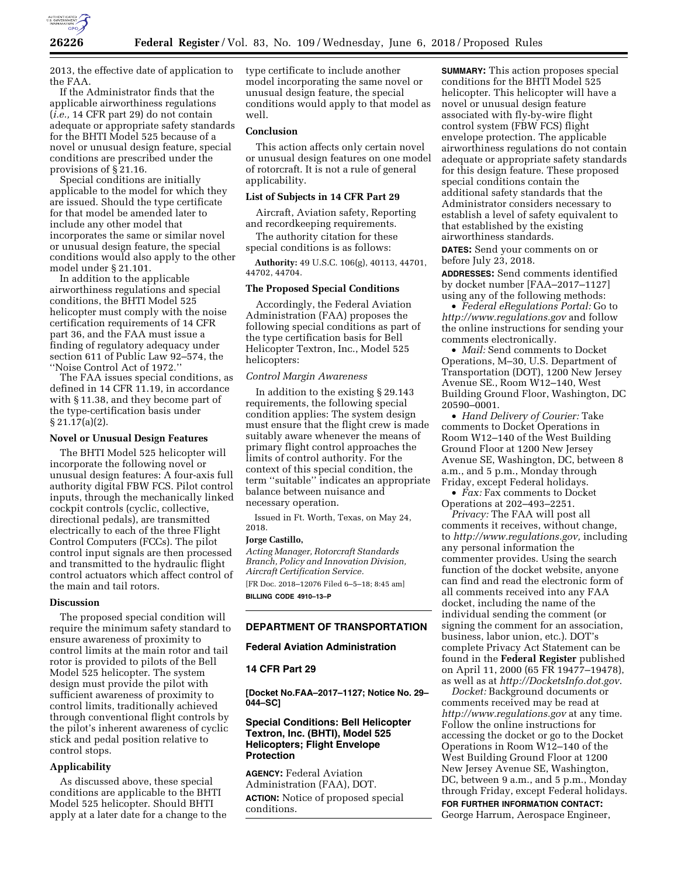2013, the effective date of application to the FAA.

If the Administrator finds that the applicable airworthiness regulations (*i.e.,* 14 CFR part 29) do not contain adequate or appropriate safety standards for the BHTI Model 525 because of a novel or unusual design feature, special conditions are prescribed under the provisions of § 21.16.

Special conditions are initially applicable to the model for which they are issued. Should the type certificate for that model be amended later to include any other model that incorporates the same or similar novel or unusual design feature, the special conditions would also apply to the other model under § 21.101.

In addition to the applicable airworthiness regulations and special conditions, the BHTI Model 525 helicopter must comply with the noise certification requirements of 14 CFR part 36, and the FAA must issue a finding of regulatory adequacy under section 611 of Public Law 92–574, the ''Noise Control Act of 1972.''

The FAA issues special conditions, as defined in 14 CFR 11.19, in accordance with § 11.38, and they become part of the type-certification basis under § 21.17(a)(2).

## Novel or Unusual Design Features

The BHTI Model 525 helicopter will incorporate the following novel or unusual design features: A four-axis full authority digital FBW FCS. Pilot control inputs, through the mechanically linked cockpit controls (cyclic, collective, directional pedals), are transmitted electrically to each of the three Flight Control Computers (FCCs). The pilot control input signals are then processed and transmitted to the hydraulic flight control actuators which affect control of the main and tail rotors.

## Discussion

The proposed special condition will require the minimum safety standard to ensure awareness of proximity to control limits at the main rotor and tail rotor is provided to pilots of the Bell Model 525 helicopter. The system design must provide the pilot with sufficient awareness of proximity to control limits, traditionally achieved through conventional flight controls by the pilot's inherent awareness of cyclic stick and pedal position relative to control stops.

## Applicability

As discussed above, these special conditions are applicable to the BHTI Model 525 helicopter. Should BHTI apply at a later date for a change to the type certificate to include another model incorporating the same novel or unusual design feature, the special conditions would apply to that model as well.

## Conclusion

This action affects only certain novel or unusual design features on one model of rotorcraft. It is not a rule of general applicability.

## List of Subjects in 14 CFR Part 29

Aircraft, Aviation safety, Reporting and recordkeeping requirements.

The authority citation for these special conditions is as follows:

**Authority:** 49 U.S.C. 106(g), 40113, 44701, 44702, 44704.

## The Proposed Special Conditions

Accordingly, the Federal Aviation Administration (FAA) proposes the following special conditions as part of the type certification basis for Bell Helicopter Textron, Inc., Model 525 helicopters:

*Control Margin Awareness*

In addition to the existing § 29.143 requirements, the following special condition applies: The system design must ensure that the flight crew is made suitably aware whenever the means of primary flight control approaches the limits of control authority. For the context of this special condition, the term ''suitable'' indicates an appropriate balance between nuisance and necessary operation.

Issued in Ft. Worth, Texas, on May 24, 2018.

**Jorge Castillo,**

*Acting Manager, Rotorcraft Standards Branch, Policy and Innovation Division, Aircraft Certification Service.*

[FR Doc. 2018–12076 Filed 6–5–18; 8:45 am]

**BILLING CODE 4910–13–P**

---

## DEPARTMENT OF TRANSPORTATION

## Federal Aviation Administration

## 14 CFR Part 29

**[Docket No.FAA–2017–1127; Notice No. 29–044–SC]**

## Special Conditions: Bell Helicopter Textron, Inc. (BHTI), Model 525 Helicopters; Flight Envelope Protection

**AGENCY:** Federal Aviation Administration (FAA), DOT.

**ACTION:** Notice of proposed special conditions.

**SUMMARY:** This action proposes special conditions for the BHTI Model 525 helicopter. This helicopter will have a novel or unusual design feature associated with fly-by-wire flight control system (FBW FCS) flight envelope protection. The applicable airworthiness regulations do not contain adequate or appropriate safety standards for this design feature. These proposed special conditions contain the additional safety standards that the Administrator considers necessary to establish a level of safety equivalent to that established by the existing airworthiness standards.

**DATES:** Send your comments on or before July 23, 2018.

**ADDRESSES:** Send comments identified by docket number [FAA–2017–1127] using any of the following methods:

- *Federal eRegulations Portal:* Go to *http://www.regulations.gov* and follow the online instructions for sending your comments electronically.
- *Mail:* Send comments to Docket Operations, M–30, U.S. Department of Transportation (DOT), 1200 New Jersey Avenue SE., Room W12–140, West Building Ground Floor, Washington, DC 20590–0001.
- *Hand Delivery of Courier:* Take comments to Docket Operations in Room W12–140 of the West Building Ground Floor at 1200 New Jersey Avenue SE, Washington, DC, between 8 a.m., and 5 p.m., Monday through Friday, except Federal holidays.
- *Fax:* Fax comments to Docket Operations at 202–493–2251.

*Privacy:* The FAA will post all comments it receives, without change, to *http://www.regulations.gov,* including any personal information the commenter provides. Using the search function of the docket website, anyone can find and read the electronic form of all comments received into any FAA docket, including the name of the individual sending the comment (or signing the comment for an association, business, labor union, etc.). DOT's complete Privacy Act Statement can be found in the **Federal Register** published on April 11, 2000 (65 FR 19477–19478), as well as at *http://DocketsInfo.dot.gov*.

*Docket:* Background documents or comments received may be read at *http://www.regulations.gov* at any time. Follow the online instructions for accessing the docket or go to the Docket Operations in Room W12–140 of the West Building Ground Floor at 1200 New Jersey Avenue SE, Washington, DC, between 9 a.m., and 5 p.m., Monday through Friday, except Federal holidays.

**FOR FURTHER INFORMATION CONTACT:** George Harrum, Aerospace Engineer,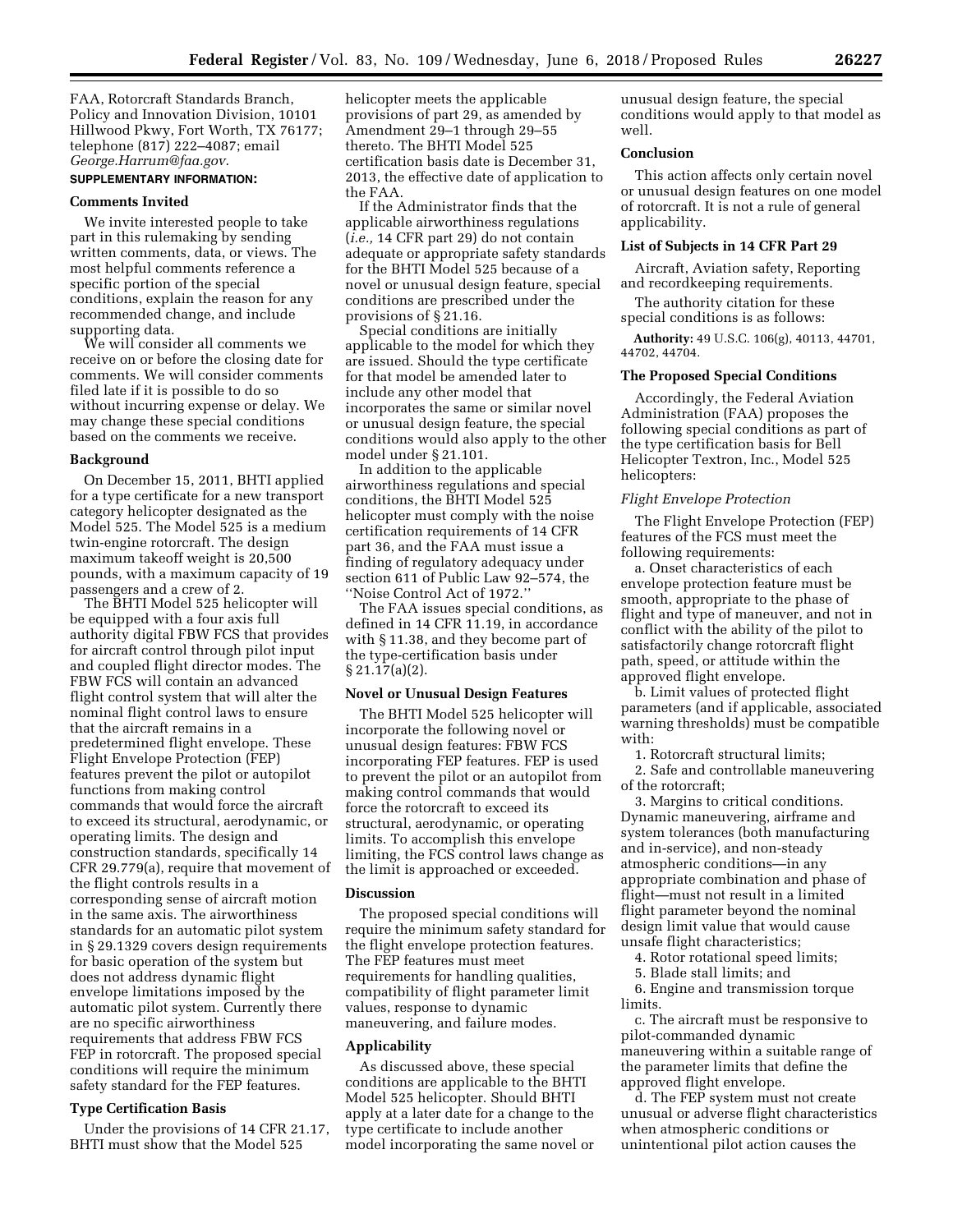FAA, Rotorcraft Standards Branch, Policy and Innovation Division, 10101 Hillwood Pkwy, Fort Worth, TX 76177; telephone (817) 222–4087; email *George.Harrum@faa.gov.*

**SUPPLEMENTARY INFORMATION:**

## Comments Invited

We invite interested people to take part in this rulemaking by sending written comments, data, or views. The most helpful comments reference a specific portion of the special conditions, explain the reason for any recommended change, and include supporting data.

We will consider all comments we receive on or before the closing date for comments. We will consider comments filed late if it is possible to do so without incurring expense or delay. We may change these special conditions based on the comments we receive.

## Background

On December 15, 2011, BHTI applied for a type certificate for a new transport category helicopter designated as the Model 525. The Model 525 is a medium twin-engine rotorcraft. The design maximum takeoff weight is 20,500 pounds, with a maximum capacity of 19 passengers and a crew of 2.

The BHTI Model 525 helicopter will be equipped with a four axis full authority digital FBW FCS that provides for aircraft control through pilot input and coupled flight director modes. The FBW FCS will contain an advanced flight control system that will alter the nominal flight control laws to ensure that the aircraft remains in a predetermined flight envelope. These Flight Envelope Protection (FEP) features prevent the pilot or autopilot functions from making control commands that would force the aircraft to exceed its structural, aerodynamic, or operating limits. The design and construction standards, specifically 14 CFR 29.779(a), require that movement of the flight controls results in a corresponding sense of aircraft motion in the same axis. The airworthiness standards for an automatic pilot system in § 29.1329 covers design requirements for basic operation of the system but does not address dynamic flight envelope limitations imposed by the automatic pilot system. Currently there are no specific airworthiness requirements that address FBW FCS FEP in rotorcraft. The proposed special conditions will require the minimum safety standard for the FEP features.

## Type Certification Basis

Under the provisions of 14 CFR 21.17, BHTI must show that the Model 525 helicopter meets the applicable provisions of part 29, as amended by Amendment 29–1 through 29–55 thereto. The BHTI Model 525 certification basis date is December 31, 2013, the effective date of application to the FAA.

If the Administrator finds that the applicable airworthiness regulations (*i.e.,* 14 CFR part 29) do not contain adequate or appropriate safety standards for the BHTI Model 525 because of a novel or unusual design feature, special conditions are prescribed under the provisions of § 21.16.

Special conditions are initially applicable to the model for which they are issued. Should the type certificate for that model be amended later to include any other model that incorporates the same or similar novel or unusual design feature, the special conditions would also apply to the other model under § 21.101.

In addition to the applicable airworthiness regulations and special conditions, the BHTI Model 525 helicopter must comply with the noise certification requirements of 14 CFR part 36, and the FAA must issue a finding of regulatory adequacy under section 611 of Public Law 92–574, the ''Noise Control Act of 1972.''

The FAA issues special conditions, as defined in 14 CFR 11.19, in accordance with § 11.38, and they become part of the type-certification basis under § 21.17(a)(2).

## Novel or Unusual Design Features

The BHTI Model 525 helicopter will incorporate the following novel or unusual design features: FBW FCS incorporating FEP features. FEP is used to prevent the pilot or an autopilot from making control commands that would force the rotorcraft to exceed its structural, aerodynamic, or operating limits. To accomplish this envelope limiting, the FCS control laws change as the limit is approached or exceeded.

## Discussion

The proposed special conditions will require the minimum safety standard for the flight envelope protection features. The FEP features must meet requirements for handling qualities, compatibility of flight parameter limit values, response to dynamic maneuvering, and failure modes.

## Applicability

As discussed above, these special conditions are applicable to the BHTI Model 525 helicopter. Should BHTI apply at a later date for a change to the type certificate to include another model incorporating the same novel or unusual design feature, the special conditions would apply to that model as well.

## Conclusion

This action affects only certain novel or unusual design features on one model of rotorcraft. It is not a rule of general applicability.

## List of Subjects in 14 CFR Part 29

Aircraft, Aviation safety, Reporting and recordkeeping requirements.

The authority citation for these special conditions is as follows:

**Authority:** 49 U.S.C. 106(g), 40113, 44701, 44702, 44704.

## The Proposed Special Conditions

Accordingly, the Federal Aviation Administration (FAA) proposes the following special conditions as part of the type certification basis for Bell Helicopter Textron, Inc., Model 525 helicopters:

### *Flight Envelope Protection*

The Flight Envelope Protection (FEP) features of the FCS must meet the following requirements:

a. Onset characteristics of each envelope protection feature must be smooth, appropriate to the phase of flight and type of maneuver, and not in conflict with the ability of the pilot to satisfactorily change rotorcraft flight path, speed, or attitude within the approved flight envelope.

b. Limit values of protected flight parameters (and if applicable, associated warning thresholds) must be compatible with:

1. Rotorcraft structural limits;

2. Safe and controllable maneuvering of the rotorcraft;

3. Margins to critical conditions. Dynamic maneuvering, airframe and system tolerances (both manufacturing and in-service), and non-steady atmospheric conditions—in any appropriate combination and phase of flight—must not result in a limited flight parameter beyond the nominal design limit value that would cause unsafe flight characteristics;

4. Rotor rotational speed limits;

5. Blade stall limits; and

6. Engine and transmission torque limits.

c. The aircraft must be responsive to pilot-commanded dynamic maneuvering within a suitable range of the parameter limits that define the approved flight envelope.

d. The FEP system must not create unusual or adverse flight characteristics when atmospheric conditions or unintentional pilot action causes the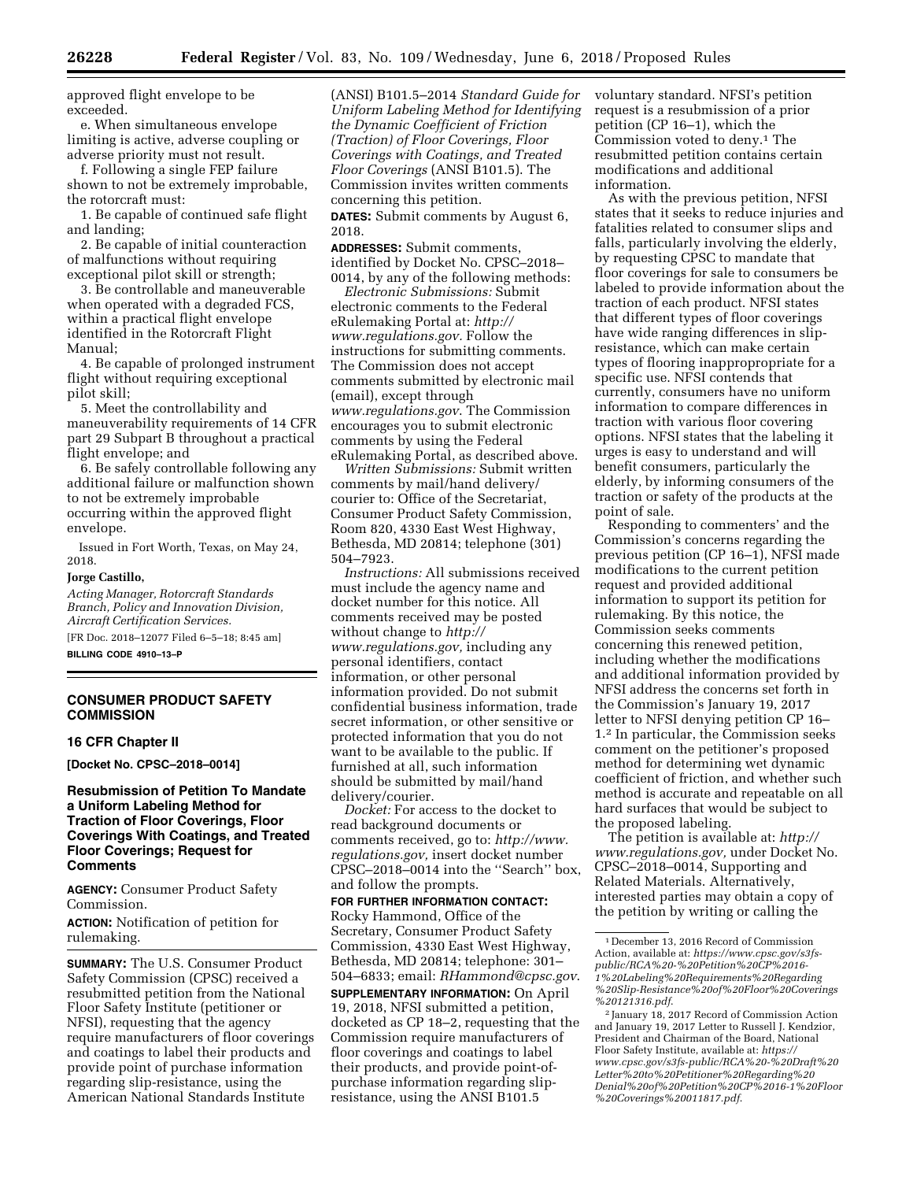approved flight envelope to be exceeded.

e. When simultaneous envelope limiting is active, adverse coupling or adverse priority must not result.

f. Following a single FEP failure shown to not be extremely improbable, the rotorcraft must:

1. Be capable of continued safe flight and landing;

2. Be capable of initial counteraction of malfunctions without requiring exceptional pilot skill or strength;

3. Be controllable and maneuverable when operated with a degraded FCS, within a practical flight envelope identified in the Rotorcraft Flight Manual;

4. Be capable of prolonged instrument flight without requiring exceptional pilot skill;

5. Meet the controllability and maneuverability requirements of 14 CFR part 29 Subpart B throughout a practical flight envelope; and

6. Be safely controllable following any additional failure or malfunction shown to not be extremely improbable occurring within the approved flight envelope.

Issued in Fort Worth, Texas, on May 24, 2018.

**Jorge Castillo,**

*Acting Manager, Rotorcraft Standards Branch, Policy and Innovation Division, Aircraft Certification Services.*

[FR Doc. 2018–12077 Filed 6–5–18; 8:45 am]

**BILLING CODE 4910–13–P**

## CONSUMER PRODUCT SAFETY COMMISSION

### 16 CFR Chapter II

**[Docket No. CPSC–2018–0014]**

### Resubmission of Petition To Mandate a Uniform Labeling Method for Traction of Floor Coverings, Floor Coverings With Coatings, and Treated Floor Coverings; Request for Comments

**AGENCY:** Consumer Product Safety Commission.

**ACTION:** Notification of petition for rulemaking.

**SUMMARY:** The U.S. Consumer Product Safety Commission (CPSC) received a resubmitted petition from the National Floor Safety Institute (petitioner or NFSI), requesting that the agency require manufacturers of floor coverings and coatings to label their products and provide point of purchase information regarding slip-resistance, using the American National Standards Institute (ANSI) B101.5–2014 *Standard Guide for Uniform Labeling Method for Identifying the Dynamic Coefficient of Friction (Traction) of Floor Coverings, Floor Coverings with Coatings, and Treated Floor Coverings* (ANSI B101.5). The Commission invites written comments concerning this petition.

**DATES:** Submit comments by August 6, 2018.

**ADDRESSES:** Submit comments, identified by Docket No. CPSC–2018–0014, by any of the following methods:

*Electronic Submissions:* Submit electronic comments to the Federal eRulemaking Portal at: *http://www.regulations.gov.* Follow the instructions for submitting comments. The Commission does not accept comments submitted by electronic mail (email), except through *www.regulations.gov*. The Commission encourages you to submit electronic comments by using the Federal eRulemaking Portal, as described above.

*Written Submissions:* Submit written comments by mail/hand delivery/courier to: Office of the Secretariat, Consumer Product Safety Commission, Room 820, 4330 East West Highway, Bethesda, MD 20814; telephone (301) 504–7923.

*Instructions:* All submissions received must include the agency name and docket number for this notice. All comments received may be posted without change to *http://www.regulations.gov,* including any personal identifiers, contact information, or other personal information provided. Do not submit confidential business information, trade secret information, or other sensitive or protected information that you do not want to be available to the public. If furnished at all, such information should be submitted by mail/hand delivery/courier.

*Docket:* For access to the docket to read background documents or comments received, go to: *http://www.regulations.gov,* insert docket number CPSC–2018–0014 into the ''Search'' box, and follow the prompts.

**FOR FURTHER INFORMATION CONTACT:** Rocky Hammond, Office of the Secretary, Consumer Product Safety Commission, 4330 East West Highway, Bethesda, MD 20814; telephone: 301–504–6833; email: *RHammond@cpsc.gov*.

**SUPPLEMENTARY INFORMATION:** On April 19, 2018, NFSI submitted a petition, docketed as CP 18–2, requesting that the Commission require manufacturers of floor coverings and coatings to label their products, and provide point-of-purchase information regarding slip-resistance, using the ANSI B101.5 voluntary standard. NFSI's petition request is a resubmission of a prior petition (CP 16–1), which the Commission voted to deny.[1] The resubmitted petition contains certain modifications and additional information.

As with the previous petition, NFSI states that it seeks to reduce injuries and fatalities related to consumer slips and falls, particularly involving the elderly, by requesting CPSC to mandate that floor coverings for sale to consumers be labeled to provide information about the traction of each product. NFSI states that different types of floor coverings have wide ranging differences in slip-resistance, which can make certain types of flooring inappropropriate for a specific use. NFSI contends that currently, consumers have no uniform information to compare differences in traction with various floor covering options. NFSI states that the labeling it urges is easy to understand and will benefit consumers, particularly the elderly, by informing consumers of the traction or safety of the products at the point of sale.

Responding to commenters' and the Commission's concerns regarding the previous petition (CP 16–1), NFSI made modifications to the current petition request and provided additional information to support its petition for rulemaking. By this notice, the Commission seeks comments concerning this renewed petition, including whether the modifications and additional information provided by NFSI address the concerns set forth in the Commission's January 19, 2017 letter to NFSI denying petition CP 16–1.[2] In particular, the Commission seeks comment on the petitioner's proposed method for determining wet dynamic coefficient of friction, and whether such method is accurate and repeatable on all hard surfaces that would be subject to the proposed labeling.

The petition is available at: *http://www.regulations.gov,* under Docket No. CPSC–2018–0014, Supporting and Related Materials. Alternatively, interested parties may obtain a copy of the petition by writing or calling the

---

[1] December 13, 2016 Record of Commission Action, available at: *https://www.cpsc.gov/s3fs-public/RCA%20-%20Petition%20CP%2016-1%20Labeling%20Requirements%20Regarding%20Slip-Resistance%20of%20Floor%20Coverings%20121316.pdf*.

[2] January 18, 2017 Record of Commission Action and January 19, 2017 Letter to Russell J. Kendzior, President and Chairman of the Board, National Floor Safety Institute, available at: *https://www.cpsc.gov/s3fs-public/RCA%20-%20Draft%20Letter%20to%20Petitioner%20Regarding%20Denial%20of%20Petition%20CP%2016-1%20Floor%20Coverings%20011817.pdf*.